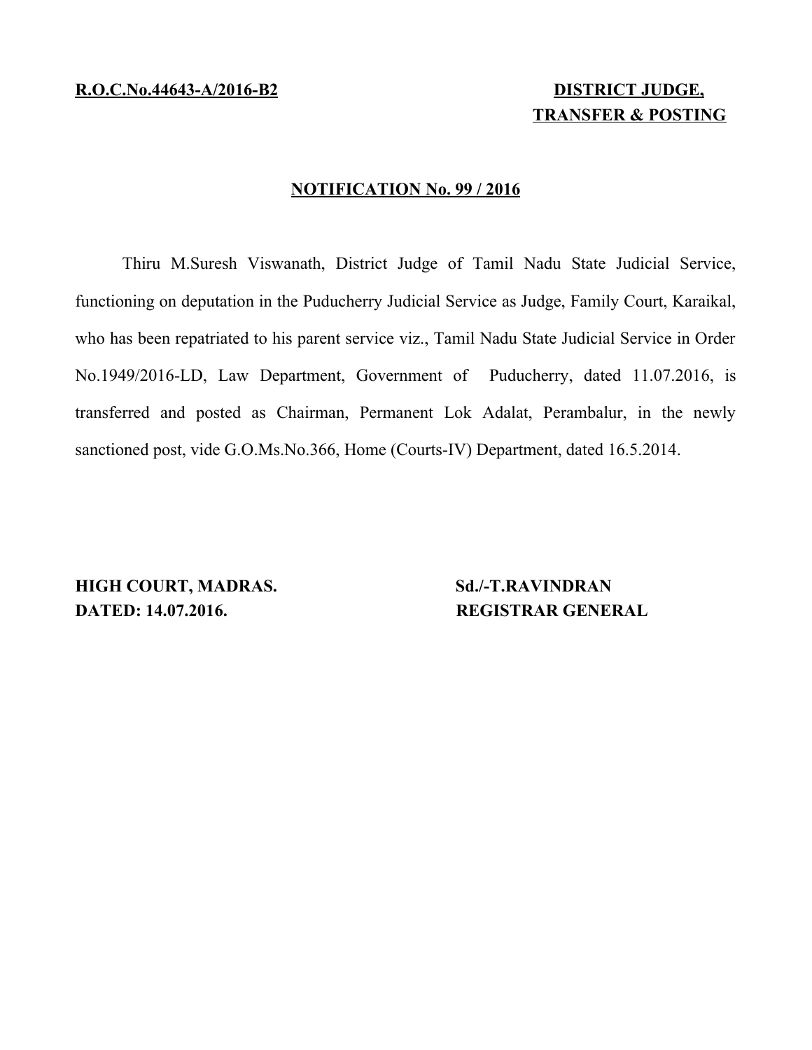**R.O.C.No.44643-A/2016-B2**

**DISTRICT JUDGE,**
**TRANSFER & POSTING**

## NOTIFICATION No. 99 / 2016

Thiru M.Suresh Viswanath, District Judge of Tamil Nadu State Judicial Service, functioning on deputation in the Puducherry Judicial Service as Judge, Family Court, Karaikal, who has been repatriated to his parent service viz., Tamil Nadu State Judicial Service in Order No.1949/2016-LD, Law Department, Government of Puducherry, dated 11.07.2016, is transferred and posted as Chairman, Permanent Lok Adalat, Perambalur, in the newly sanctioned post, vide G.O.Ms.No.366, Home (Courts-IV) Department, dated 16.5.2014.

**HIGH COURT, MADRAS.**
**DATED: 14.07.2016.**

**Sd./-T.RAVINDRAN**
**REGISTRAR GENERAL**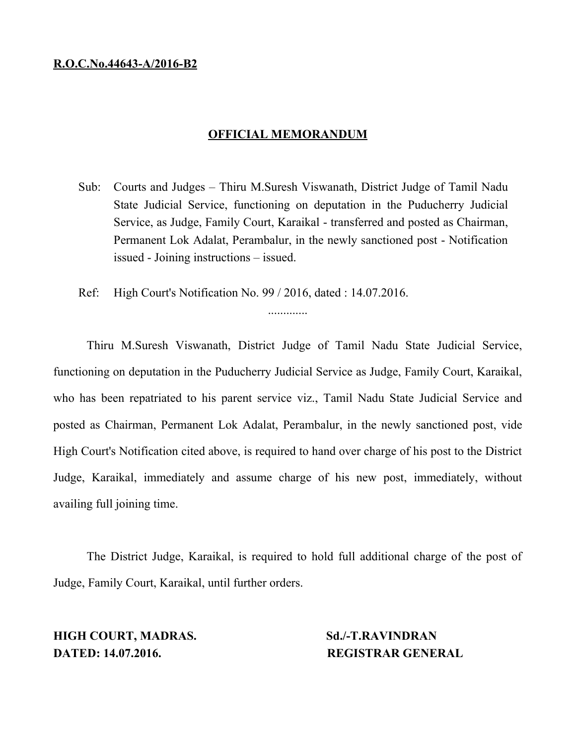**R.O.C.No.44643-A/2016-B2**

## OFFICIAL MEMORANDUM

Sub: Courts and Judges – Thiru M.Suresh Viswanath, District Judge of Tamil Nadu State Judicial Service, functioning on deputation in the Puducherry Judicial Service, as Judge, Family Court, Karaikal - transferred and posted as Chairman, Permanent Lok Adalat, Perambalur, in the newly sanctioned post - Notification issued - Joining instructions – issued.

Ref: High Court's Notification No. 99 / 2016, dated : 14.07.2016.

.............

Thiru M.Suresh Viswanath, District Judge of Tamil Nadu State Judicial Service, functioning on deputation in the Puducherry Judicial Service as Judge, Family Court, Karaikal, who has been repatriated to his parent service viz., Tamil Nadu State Judicial Service and posted as Chairman, Permanent Lok Adalat, Perambalur, in the newly sanctioned post, vide High Court's Notification cited above, is required to hand over charge of his post to the District Judge, Karaikal, immediately and assume charge of his new post, immediately, without availing full joining time.

The District Judge, Karaikal, is required to hold full additional charge of the post of Judge, Family Court, Karaikal, until further orders.

**HIGH COURT, MADRAS.** **Sd./-T.RAVINDRAN**
**DATED: 14.07.2016.** **REGISTRAR GENERAL**